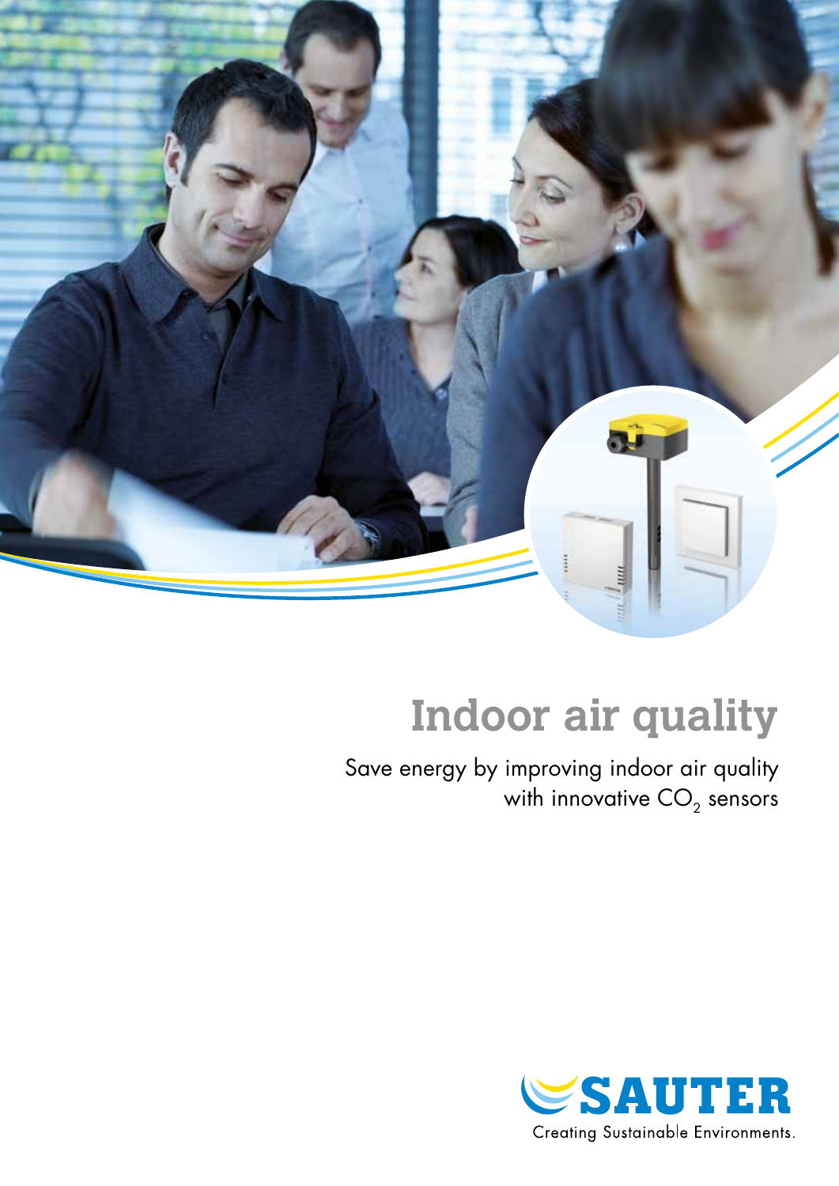# Indoor air quality

Save energy by improving indoor air quality with innovative $CO_2$ sensors

SAUTER

Creating Sustainable Environments.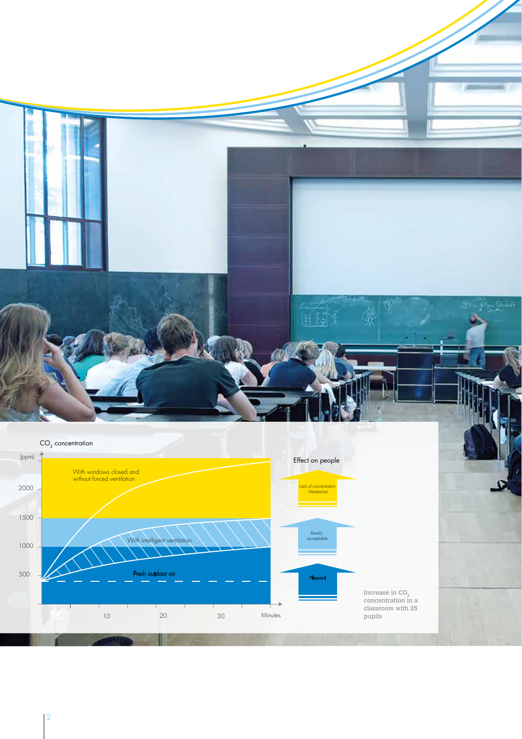$CO_2$ concentration

(ppm)

2000

1500

1000

500

10 20 30 Minutes

With windows closed and without forced ventilation

With intelligent ventilation

Fresh outdoor air

Effect on people

Lack of concentration
Headaches

Barely acceptable

Pleasant

Increase in $CO_2$ concentration in a classroom with 25 pupils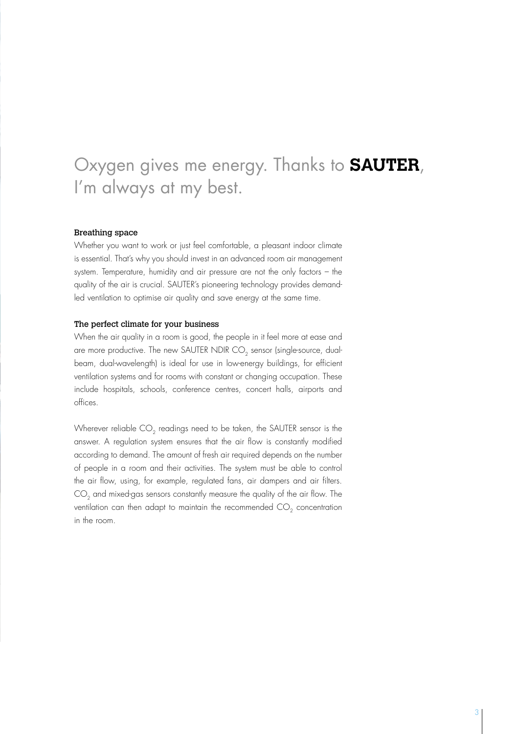# Oxygen gives me energy. Thanks to **SAUTER**, I'm always at my best.

### Breathing space

Whether you want to work or just feel comfortable, a pleasant indoor climate is essential. That's why you should invest in an advanced room air management system. Temperature, humidity and air pressure are not the only factors – the quality of the air is crucial. SAUTER's pioneering technology provides demand-led ventilation to optimise air quality and save energy at the same time.

### The perfect climate for your business

When the air quality in a room is good, the people in it feel more at ease and are more productive. The new SAUTER NDIR $CO_2$ sensor (single-source, dual-beam, dual-wavelength) is ideal for use in low-energy buildings, for efficient ventilation systems and for rooms with constant or changing occupation. These include hospitals, schools, conference centres, concert halls, airports and offices.

Wherever reliable $CO_2$ readings need to be taken, the SAUTER sensor is the answer. A regulation system ensures that the air flow is constantly modified according to demand. The amount of fresh air required depends on the number of people in a room and their activities. The system must be able to control the air flow, using, for example, regulated fans, air dampers and air filters. $CO_2$ and mixed-gas sensors constantly measure the quality of the air flow. The ventilation can then adapt to maintain the recommended $CO_2$ concentration in the room.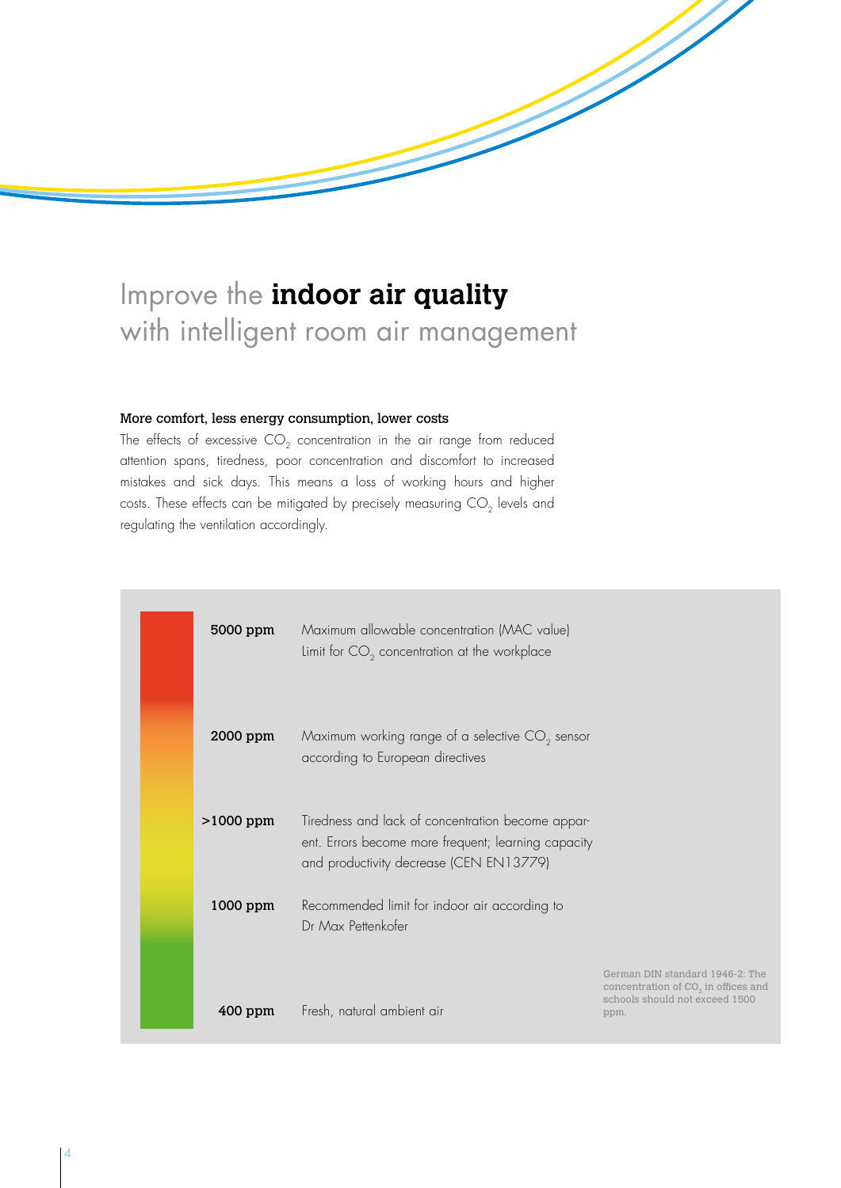# Improve the **indoor air quality** with intelligent room air management

**More comfort, less energy consumption, lower costs**

The effects of excessive $CO_2$ concentration in the air range from reduced attention spans, tiredness, poor concentration and discomfort to increased mistakes and sick days. This means a loss of working hours and higher costs. These effects can be mitigated by precisely measuring $CO_2$ levels and regulating the ventilation accordingly.

| | |
|---|---|
| **5000 ppm** | Maximum allowable concentration (MAC value) Limit for $CO_2$ concentration at the workplace |
| **2000 ppm** | Maximum working range of a selective $CO_2$ sensor according to European directives |
| **>1000 ppm** | Tiredness and lack of concentration become apparent. Errors become more frequent; learning capacity and productivity decrease (CEN EN13779) |
| **1000 ppm** | Recommended limit for indoor air according to Dr Max Pettenkofer |
| **400 ppm** | Fresh, natural ambient air |

German DIN standard 1946-2: The concentration of $CO_2$ in offices and schools should not exceed 1500 ppm.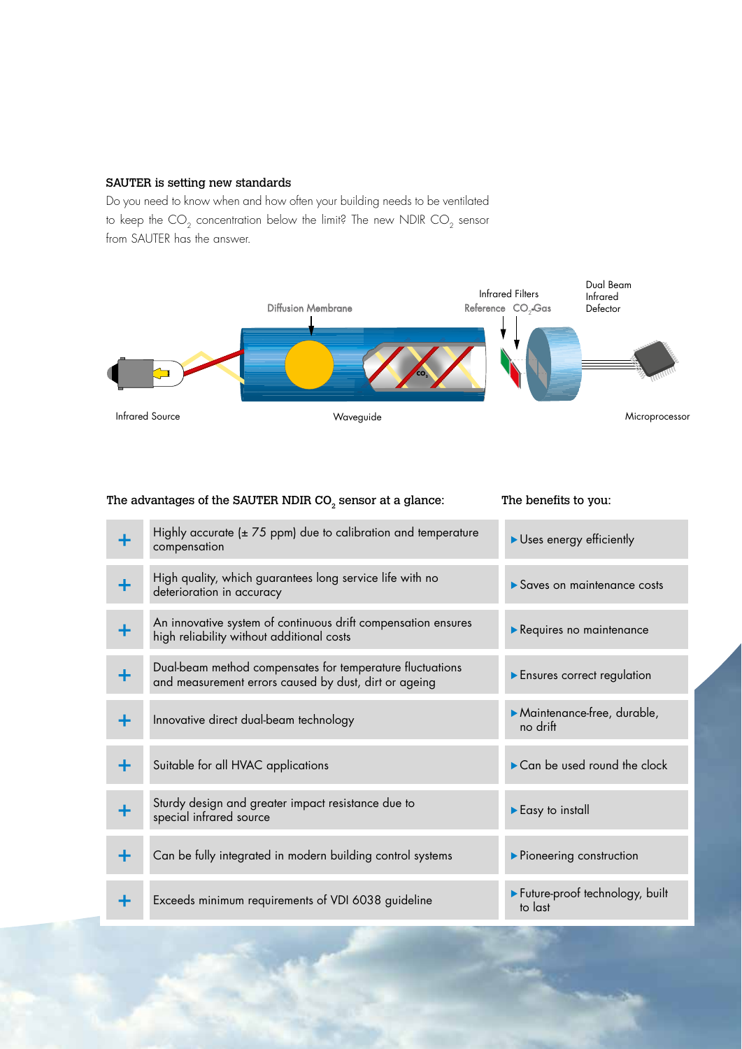### SAUTER is setting new standards

Do you need to know when and how often your building needs to be ventilated to keep the $CO_2$ concentration below the limit? The new NDIR $CO_2$ sensor from SAUTER has the answer.

Infrared Filters

Reference $CO_2$-Gas

Dual Beam Infrared Defector

Diffusion Membrane

Infrared Source

Waveguide

Microprocessor

| | The advantages of the SAUTER NDIR $CO_2$ sensor at a glance: | The benefits to you: |
|---|---|---|
| + | Highly accurate (± 75 ppm) due to calibration and temperature compensation | ▶ Uses energy efficiently |
| + | High quality, which guarantees long service life with no deterioration in accuracy | ▶ Saves on maintenance costs |
| + | An innovative system of continuous drift compensation ensures high reliability without additional costs | ▶ Requires no maintenance |
| + | Dual-beam method compensates for temperature fluctuations and measurement errors caused by dust, dirt or ageing | ▶ Ensures correct regulation |
| + | Innovative direct dual-beam technology | ▶ Maintenance-free, durable, no drift |
| + | Suitable for all HVAC applications | ▶ Can be used round the clock |
| + | Sturdy design and greater impact resistance due to special infrared source | ▶ Easy to install |
| + | Can be fully integrated in modern building control systems | ▶ Pioneering construction |
| + | Exceeds minimum requirements of VDI 6038 guideline | ▶ Future-proof technology, built to last |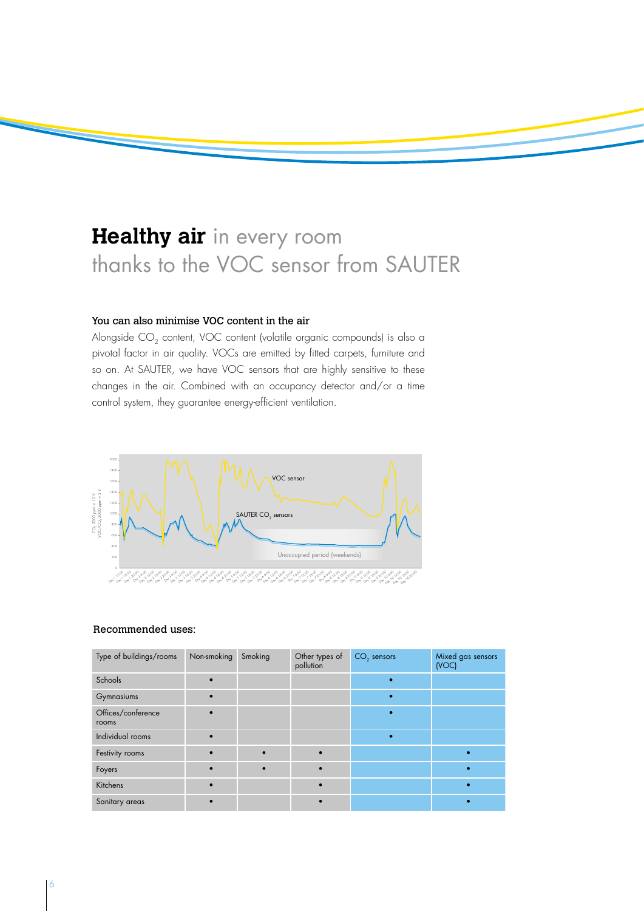# **Healthy air** in every room thanks to the VOC sensor from SAUTER

### You can also minimise VOC content in the air

Alongside $CO_2$ content, VOC content (volatile organic compounds) is also a pivotal factor in air quality. VOCs are emitted by fitted carpets, furniture and so on. At SAUTER, we have VOC sensors that are highly sensitive to these changes in the air. Combined with an occupancy detector and/or a time control system, they guarantee energy-efficient ventilation.

VOC sensor

SAUTER $CO_2$ sensors

Unoccupied period (weekends)

### Recommended uses:

| Type of buildings/rooms | Non-smoking | Smoking | Other types of pollution | $CO_2$ sensors | Mixed gas sensors (VOC) |
|---|---|---|---|---|---|
| Schools | • | | | • | |
| Gymnasiums | • | | | • | |
| Offices/conference rooms | • | | | • | |
| Individual rooms | • | | | • | |
| Festivity rooms | • | • | • | | • |
| Foyers | • | • | • | | • |
| Kitchens | • | | • | | • |
| Sanitary areas | • | | • | | • |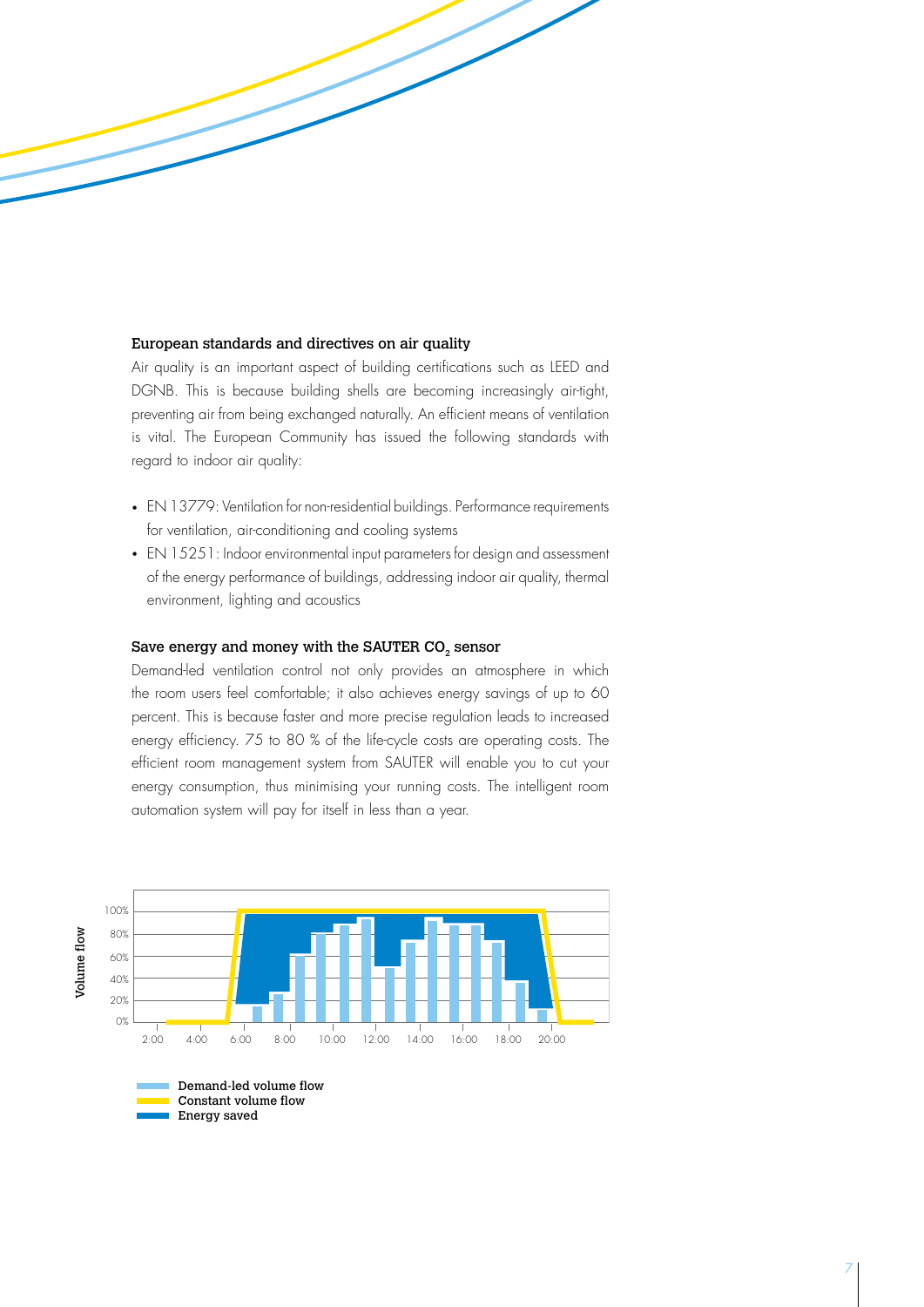## European standards and directives on air quality

Air quality is an important aspect of building certifications such as LEED and DGNB. This is because building shells are becoming increasingly air-tight, preventing air from being exchanged naturally. An efficient means of ventilation is vital. The European Community has issued the following standards with regard to indoor air quality:

- EN 13779: Ventilation for non-residential buildings. Performance requirements for ventilation, air-conditioning and cooling systems
- EN 15251: Indoor environmental input parameters for design and assessment of the energy performance of buildings, addressing indoor air quality, thermal environment, lighting and acoustics

## Save energy and money with the SAUTER $CO_2$ sensor

Demand-led ventilation control not only provides an atmosphere in which the room users feel comfortable; it also achieves energy savings of up to 60 percent. This is because faster and more precise regulation leads to increased energy efficiency. 75 to 80 % of the life-cycle costs are operating costs. The efficient room management system from SAUTER will enable you to cut your energy consumption, thus minimising your running costs. The intelligent room automation system will pay for itself in less than a year.

Volume flow

100%
80%
60%
40%
20%
0%

2:00 4:00 6:00 8:00 10:00 12:00 14:00 16:00 18:00 20:00

Demand-led volume flow
Constant volume flow
Energy saved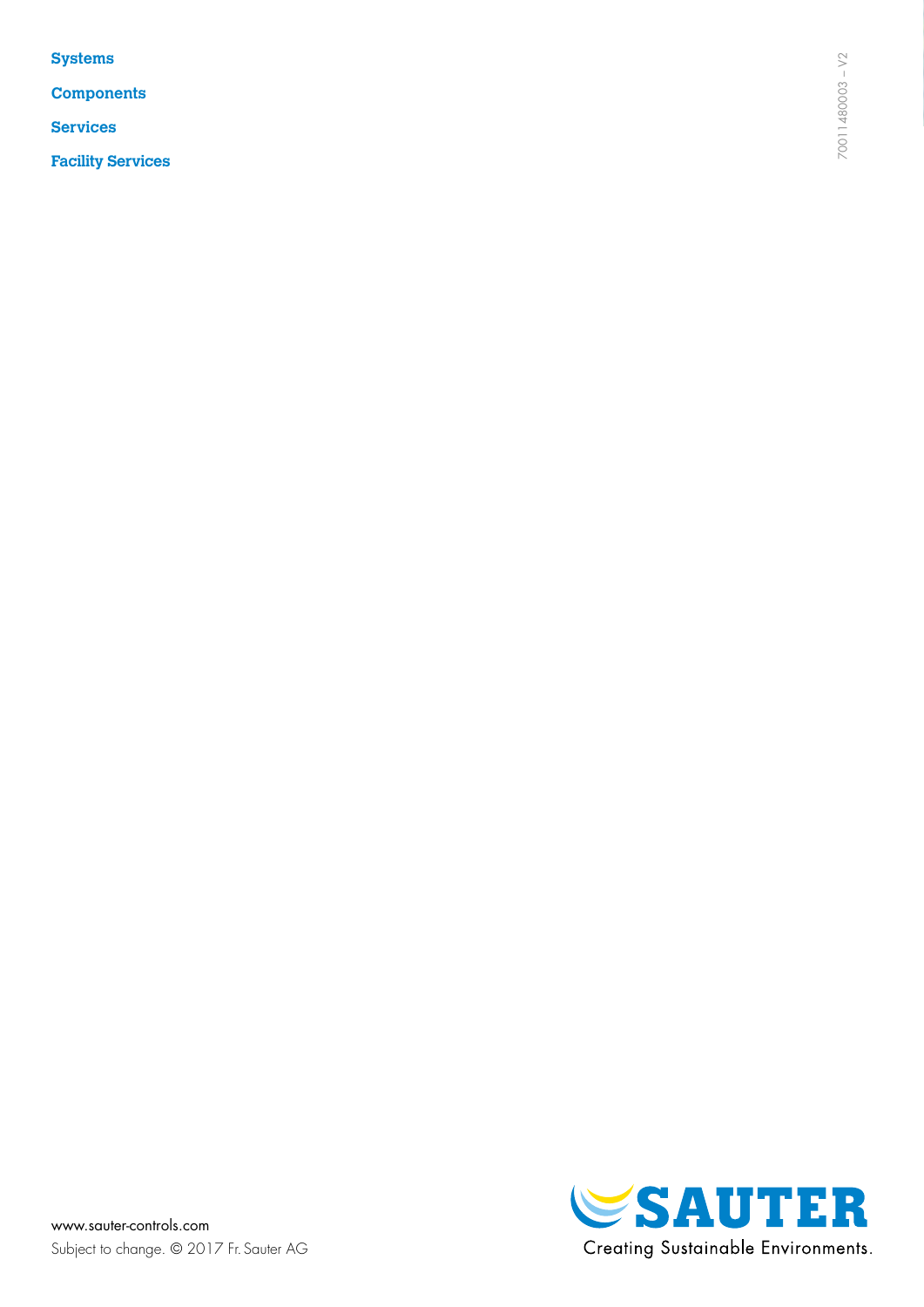**Systems**

**Components**

**Services**

**Facility Services**

7001148003 – V2

www.sauter-controls.com

Subject to change. © 2017 Fr. Sauter AG

SAUTER

Creating Sustainable Environments.